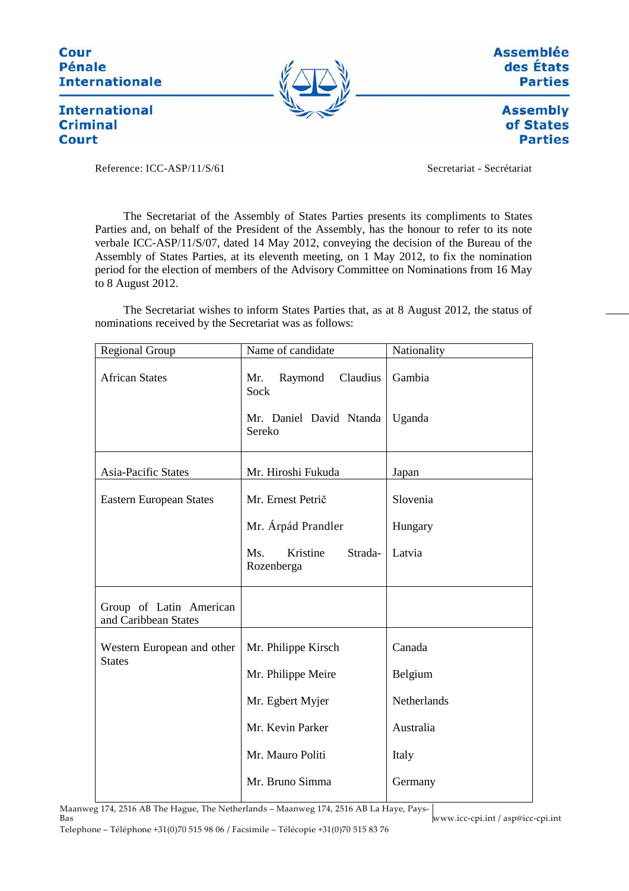Cour Pénale Internationale

International Criminal Court

Assemblée des États Parties

Assembly of States Parties

Reference: ICC-ASP/11/S/61

Secretariat - Secrétariat

The Secretariat of the Assembly of States Parties presents its compliments to States Parties and, on behalf of the President of the Assembly, has the honour to refer to its note verbale ICC-ASP/11/S/07, dated 14 May 2012, conveying the decision of the Bureau of the Assembly of States Parties, at its eleventh meeting, on 1 May 2012, to fix the nomination period for the election of members of the Advisory Committee on Nominations from 16 May to 8 August 2012.

The Secretariat wishes to inform States Parties that, as at 8 August 2012, the status of nominations received by the Secretariat was as follows:

| Regional Group | Name of candidate | Nationality |
|---|---|---|
| African States | Mr. Raymond Claudius Sock | Gambia |
| | Mr. Daniel David Ntanda Sereko | Uganda |
| Asia-Pacific States | Mr. Hiroshi Fukuda | Japan |
| Eastern European States | Mr. Ernest Petrič | Slovenia |
| | Mr. Árpád Prandler | Hungary |
| | Ms. Kristine Strada-Rozenberga | Latvia |
| Group of Latin American and Caribbean States | | |
| Western European and other States | Mr. Philippe Kirsch | Canada |
| | Mr. Philippe Meire | Belgium |
| | Mr. Egbert Myjer | Netherlands |
| | Mr. Kevin Parker | Australia |
| | Mr. Mauro Politi | Italy |
| | Mr. Bruno Simma | Germany |

Maanweg 174, 2516 AB The Hague, The Netherlands – Maanweg 174, 2516 AB La Haye, Pays-Bas

www.icc-cpi.int / asp@icc-cpi.int

Telephone – Téléphone +31(0)70 515 98 06 / Facsimile – Télécopie +31(0)70 515 83 76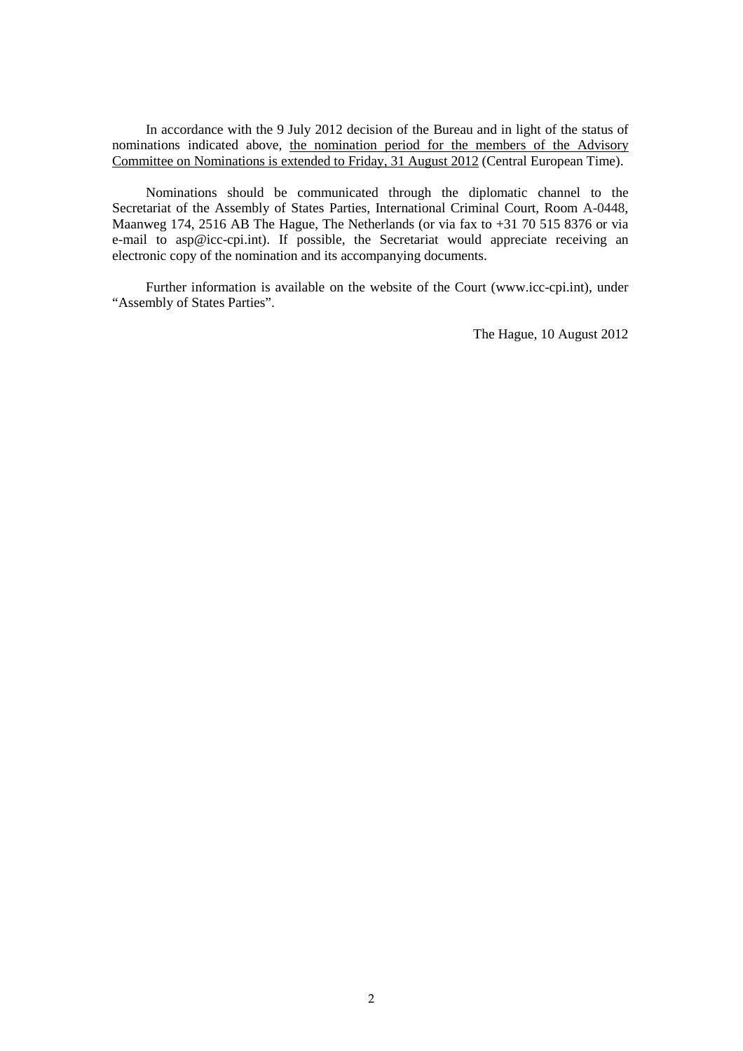In accordance with the 9 July 2012 decision of the Bureau and in light of the status of nominations indicated above, the nomination period for the members of the Advisory Committee on Nominations is extended to Friday, 31 August 2012 (Central European Time).

Nominations should be communicated through the diplomatic channel to the Secretariat of the Assembly of States Parties, International Criminal Court, Room A-0448, Maanweg 174, 2516 AB The Hague, The Netherlands (or via fax to +31 70 515 8376 or via e-mail to asp@icc-cpi.int). If possible, the Secretariat would appreciate receiving an electronic copy of the nomination and its accompanying documents.

Further information is available on the website of the Court (www.icc-cpi.int), under "Assembly of States Parties".

The Hague, 10 August 2012